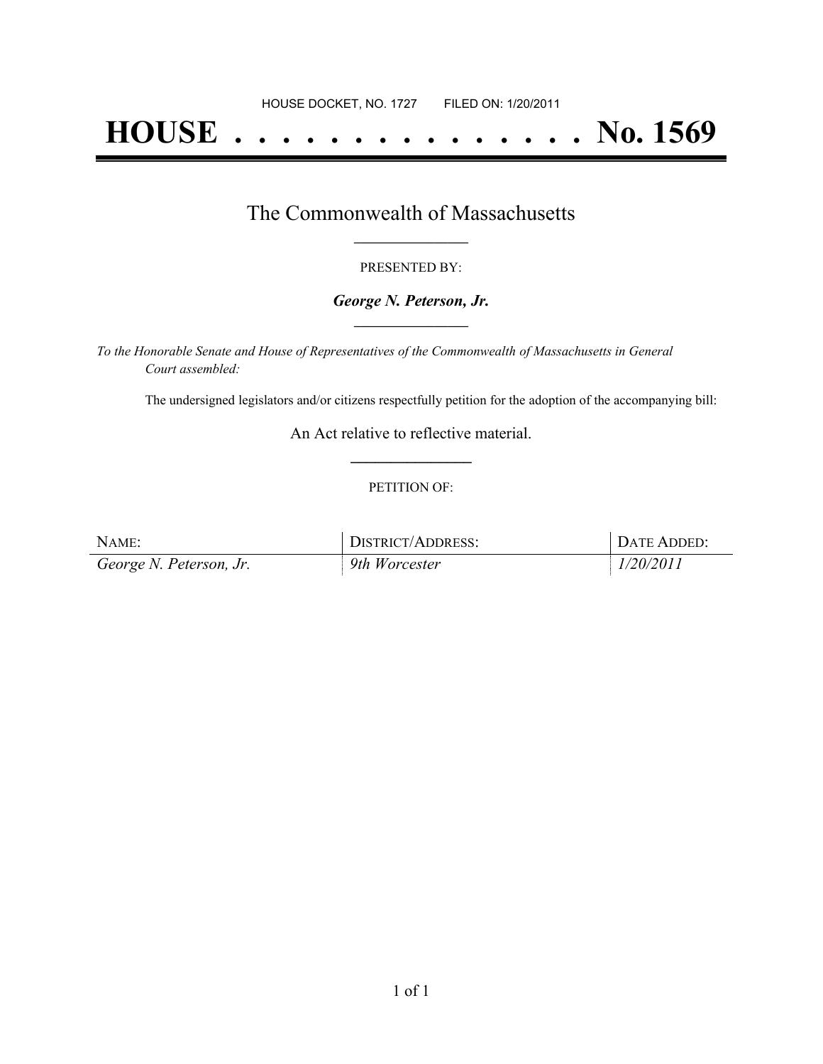HOUSE DOCKET, NO. 1727 FILED ON: 1/20/2011

# HOUSE . . . . . . . . . . . . . . . No. 1569

## The Commonwealth of Massachusetts

PRESENTED BY:

***George N. Peterson, Jr.***

*To the Honorable Senate and House of Representatives of the Commonwealth of Massachusetts in General Court assembled:*

The undersigned legislators and/or citizens respectfully petition for the adoption of the accompanying bill:

An Act relative to reflective material.

PETITION OF:

| NAME: | DISTRICT/ADDRESS: | DATE ADDED: |
|---|---|---|
| *George N. Peterson, Jr.* | *9th Worcester* | *1/20/2011* |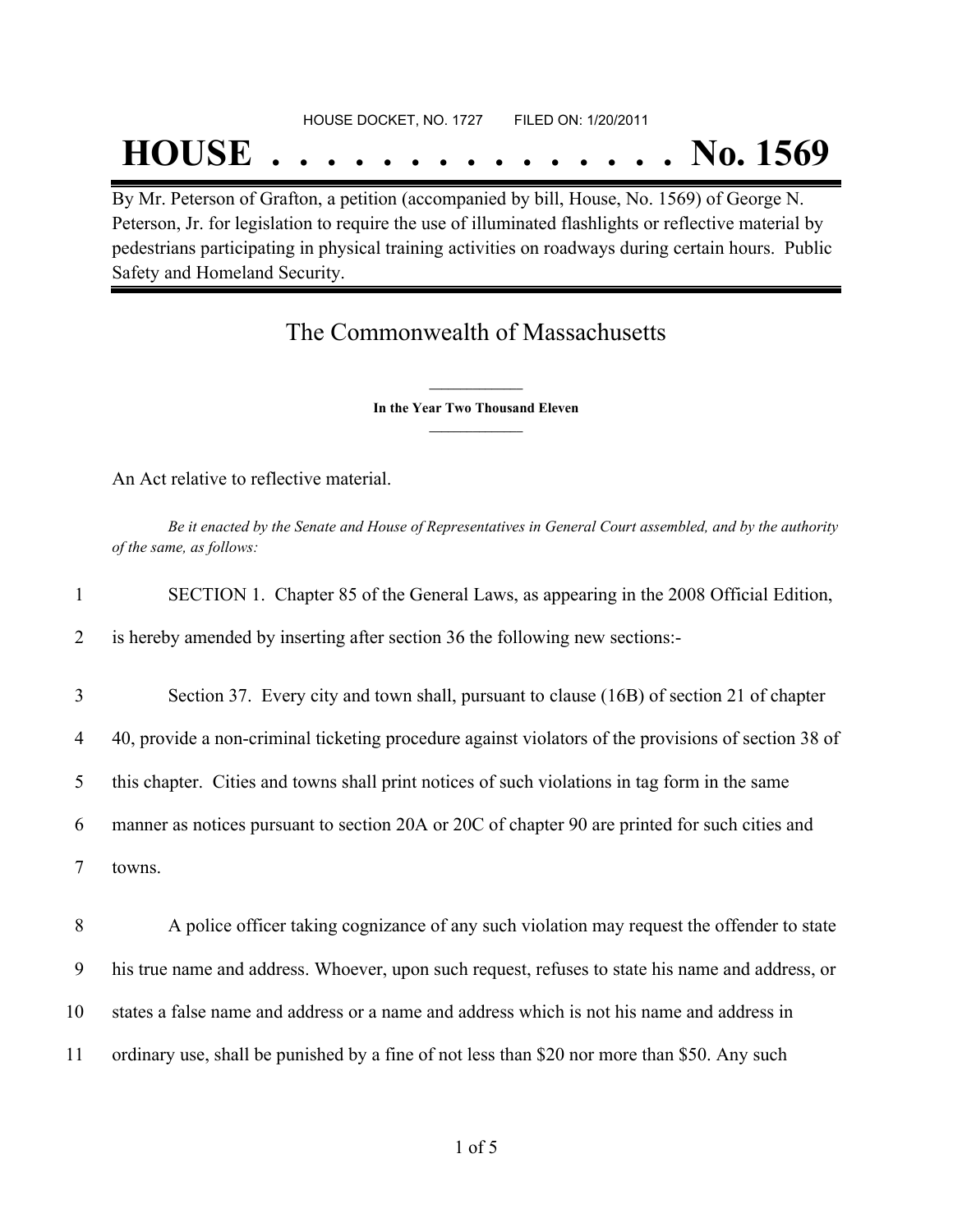HOUSE DOCKET, NO. 1727 FILED ON: 1/20/2011

# HOUSE . . . . . . . . . . . . . . . No. 1569

By Mr. Peterson of Grafton, a petition (accompanied by bill, House, No. 1569) of George N. Peterson, Jr. for legislation to require the use of illuminated flashlights or reflective material by pedestrians participating in physical training activities on roadways during certain hours. Public Safety and Homeland Security.

## The Commonwealth of Massachusetts

**In the Year Two Thousand Eleven**

An Act relative to reflective material.

*Be it enacted by the Senate and House of Representatives in General Court assembled, and by the authority of the same, as follows:*

1 SECTION 1. Chapter 85 of the General Laws, as appearing in the 2008 Official Edition,
2 is hereby amended by inserting after section 36 the following new sections:-

3 Section 37. Every city and town shall, pursuant to clause (16B) of section 21 of chapter
4 40, provide a non-criminal ticketing procedure against violators of the provisions of section 38 of
5 this chapter. Cities and towns shall print notices of such violations in tag form in the same
6 manner as notices pursuant to section 20A or 20C of chapter 90 are printed for such cities and
7 towns.

8 A police officer taking cognizance of any such violation may request the offender to state
9 his true name and address. Whoever, upon such request, refuses to state his name and address, or
10 states a false name and address or a name and address which is not his name and address in
11 ordinary use, shall be punished by a fine of not less than $20 nor more than $50. Any such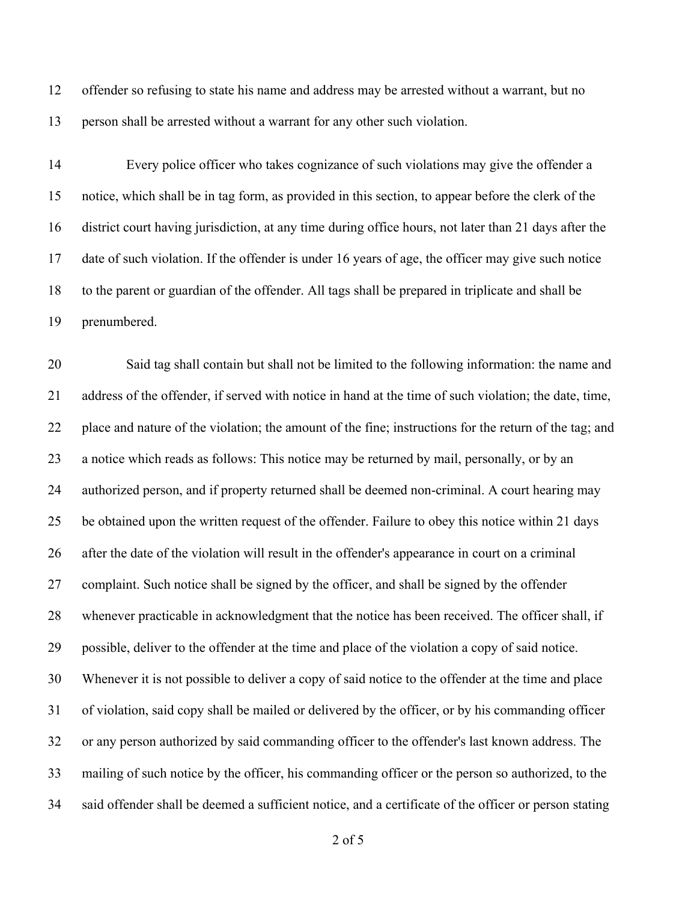offender so refusing to state his name and address may be arrested without a warrant, but no person shall be arrested without a warrant for any other such violation.

Every police officer who takes cognizance of such violations may give the offender a notice, which shall be in tag form, as provided in this section, to appear before the clerk of the district court having jurisdiction, at any time during office hours, not later than 21 days after the date of such violation. If the offender is under 16 years of age, the officer may give such notice to the parent or guardian of the offender. All tags shall be prepared in triplicate and shall be prenumbered.

Said tag shall contain but shall not be limited to the following information: the name and address of the offender, if served with notice in hand at the time of such violation; the date, time, place and nature of the violation; the amount of the fine; instructions for the return of the tag; and a notice which reads as follows: This notice may be returned by mail, personally, or by an authorized person, and if property returned shall be deemed non-criminal. A court hearing may be obtained upon the written request of the offender. Failure to obey this notice within 21 days after the date of the violation will result in the offender's appearance in court on a criminal complaint. Such notice shall be signed by the officer, and shall be signed by the offender whenever practicable in acknowledgment that the notice has been received. The officer shall, if possible, deliver to the offender at the time and place of the violation a copy of said notice. Whenever it is not possible to deliver a copy of said notice to the offender at the time and place of violation, said copy shall be mailed or delivered by the officer, or by his commanding officer or any person authorized by said commanding officer to the offender's last known address. The mailing of such notice by the officer, his commanding officer or the person so authorized, to the said offender shall be deemed a sufficient notice, and a certificate of the officer or person stating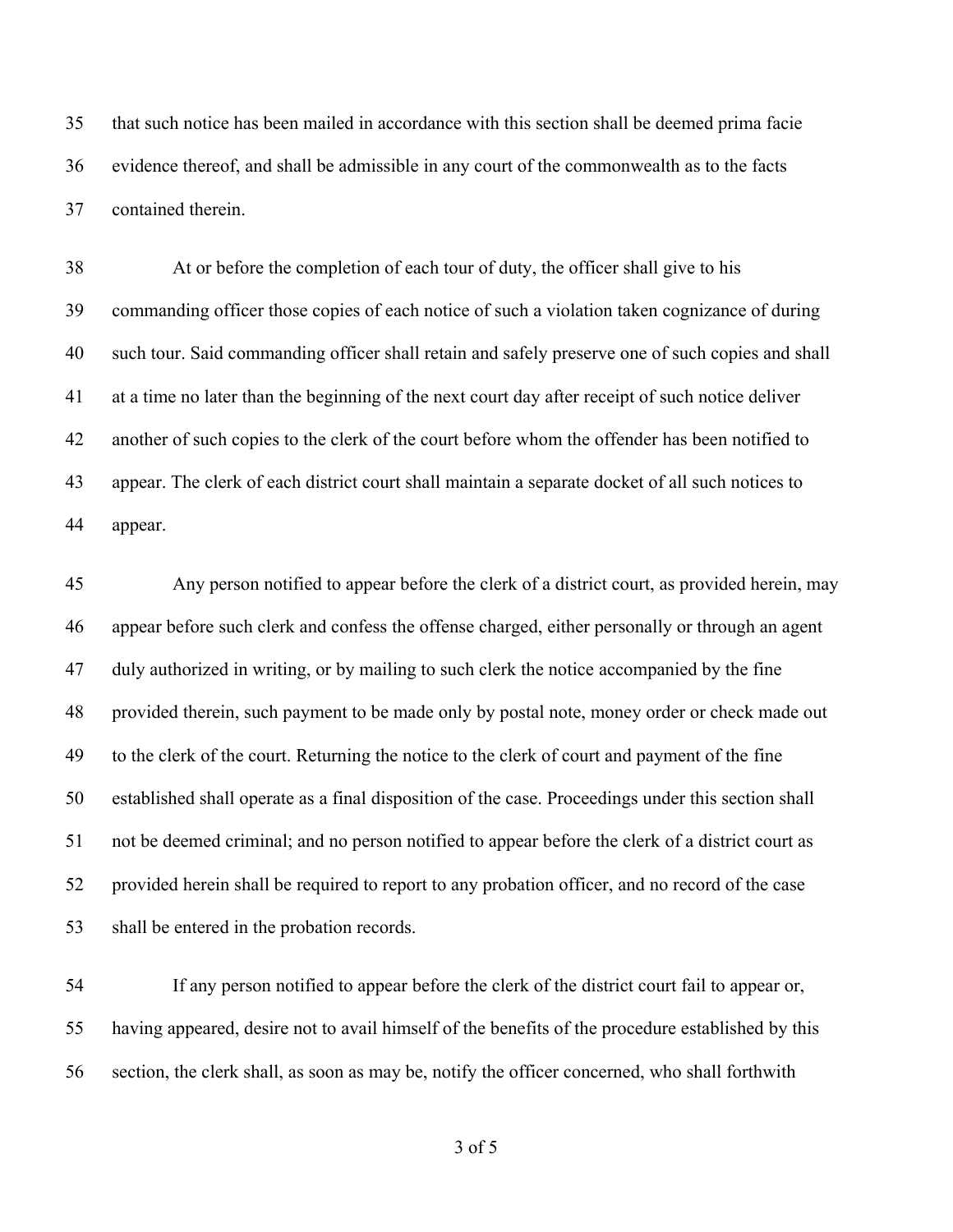that such notice has been mailed in accordance with this section shall be deemed prima facie evidence thereof, and shall be admissible in any court of the commonwealth as to the facts contained therein.

At or before the completion of each tour of duty, the officer shall give to his commanding officer those copies of each notice of such a violation taken cognizance of during such tour. Said commanding officer shall retain and safely preserve one of such copies and shall at a time no later than the beginning of the next court day after receipt of such notice deliver another of such copies to the clerk of the court before whom the offender has been notified to appear. The clerk of each district court shall maintain a separate docket of all such notices to appear.

Any person notified to appear before the clerk of a district court, as provided herein, may appear before such clerk and confess the offense charged, either personally or through an agent duly authorized in writing, or by mailing to such clerk the notice accompanied by the fine provided therein, such payment to be made only by postal note, money order or check made out to the clerk of the court. Returning the notice to the clerk of court and payment of the fine established shall operate as a final disposition of the case. Proceedings under this section shall not be deemed criminal; and no person notified to appear before the clerk of a district court as provided herein shall be required to report to any probation officer, and no record of the case shall be entered in the probation records.

If any person notified to appear before the clerk of the district court fail to appear or, having appeared, desire not to avail himself of the benefits of the procedure established by this section, the clerk shall, as soon as may be, notify the officer concerned, who shall forthwith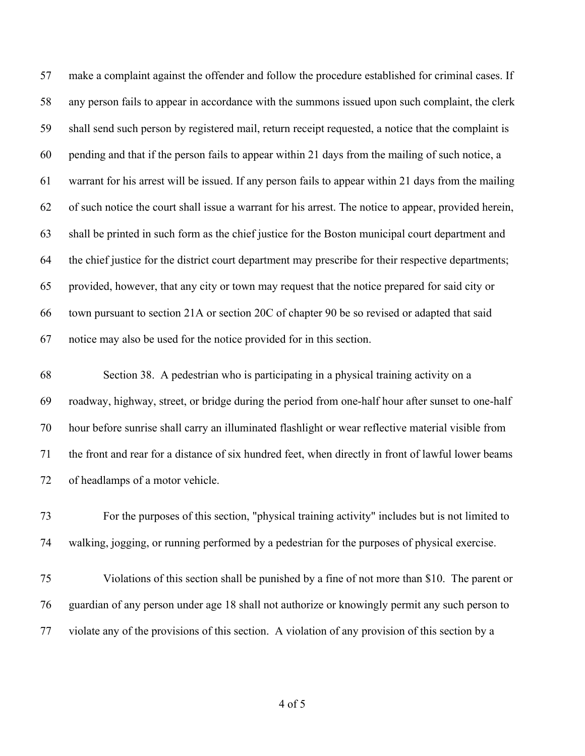make a complaint against the offender and follow the procedure established for criminal cases. If any person fails to appear in accordance with the summons issued upon such complaint, the clerk shall send such person by registered mail, return receipt requested, a notice that the complaint is pending and that if the person fails to appear within 21 days from the mailing of such notice, a warrant for his arrest will be issued. If any person fails to appear within 21 days from the mailing of such notice the court shall issue a warrant for his arrest. The notice to appear, provided herein, shall be printed in such form as the chief justice for the Boston municipal court department and the chief justice for the district court department may prescribe for their respective departments; provided, however, that any city or town may request that the notice prepared for said city or town pursuant to section 21A or section 20C of chapter 90 be so revised or adapted that said notice may also be used for the notice provided for in this section.

Section 38. A pedestrian who is participating in a physical training activity on a roadway, highway, street, or bridge during the period from one-half hour after sunset to one-half hour before sunrise shall carry an illuminated flashlight or wear reflective material visible from the front and rear for a distance of six hundred feet, when directly in front of lawful lower beams of headlamps of a motor vehicle.

For the purposes of this section, "physical training activity" includes but is not limited to walking, jogging, or running performed by a pedestrian for the purposes of physical exercise.

Violations of this section shall be punished by a fine of not more than $10. The parent or guardian of any person under age 18 shall not authorize or knowingly permit any such person to violate any of the provisions of this section. A violation of any provision of this section by a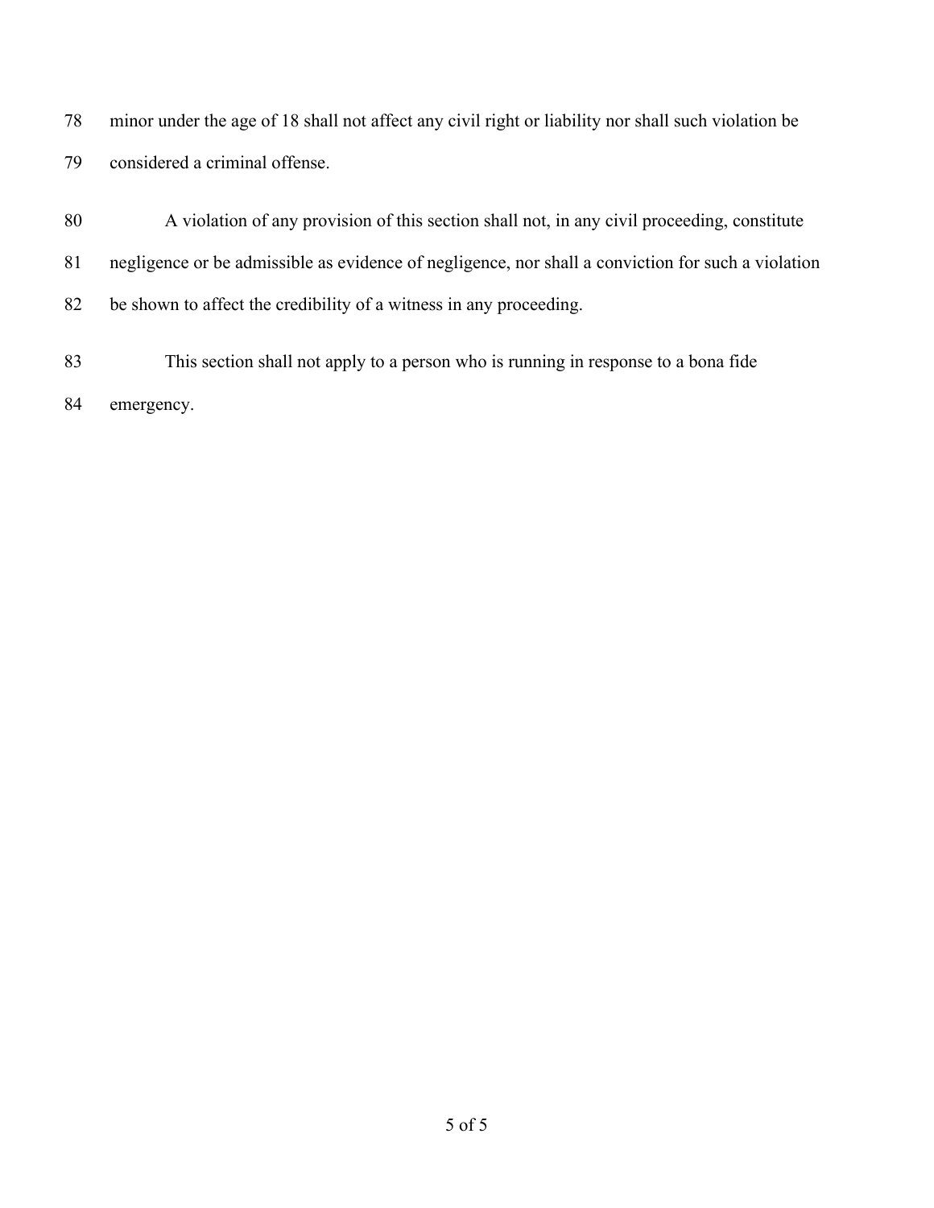minor under the age of 18 shall not affect any civil right or liability nor shall such violation be considered a criminal offense.

A violation of any provision of this section shall not, in any civil proceeding, constitute negligence or be admissible as evidence of negligence, nor shall a conviction for such a violation be shown to affect the credibility of a witness in any proceeding.

This section shall not apply to a person who is running in response to a bona fide emergency.